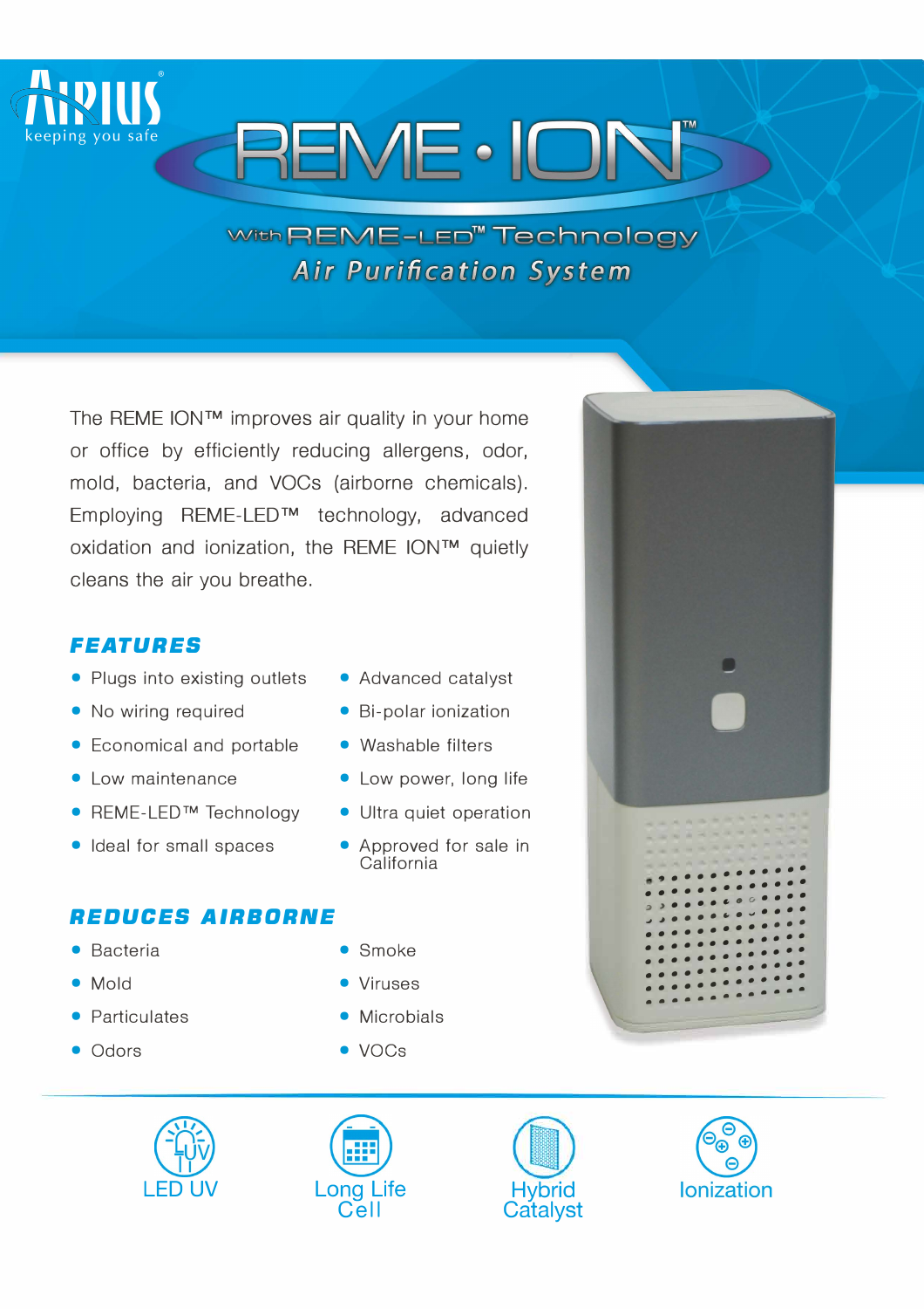AIRIUS
keeping you safe

# REME • ION™

With REME-LED™ Technology

## *Air Purification System*

The REME ION™ improves air quality in your home or office by efficiently reducing allergens, odor, mold, bacteria, and VOCs (airborne chemicals). Employing REME-LED™ technology, advanced oxidation and ionization, the REME ION™ quietly cleans the air you breathe.

### FEATURES

- Plugs into existing outlets
- No wiring required
- Economical and portable
- Low maintenance
- REME-LED™ Technology
- Ideal for small spaces
- Advanced catalyst
- Bi-polar ionization
- Washable filters
- Low power, long life
- Ultra quiet operation
- Approved for sale in California

### REDUCES AIRBORNE

- Bacteria
- Mold
- Particulates
- Odors
- Smoke
- Viruses
- Microbials
- VOCs

LED UV

Long Life Cell

Hybrid Catalyst

Ionization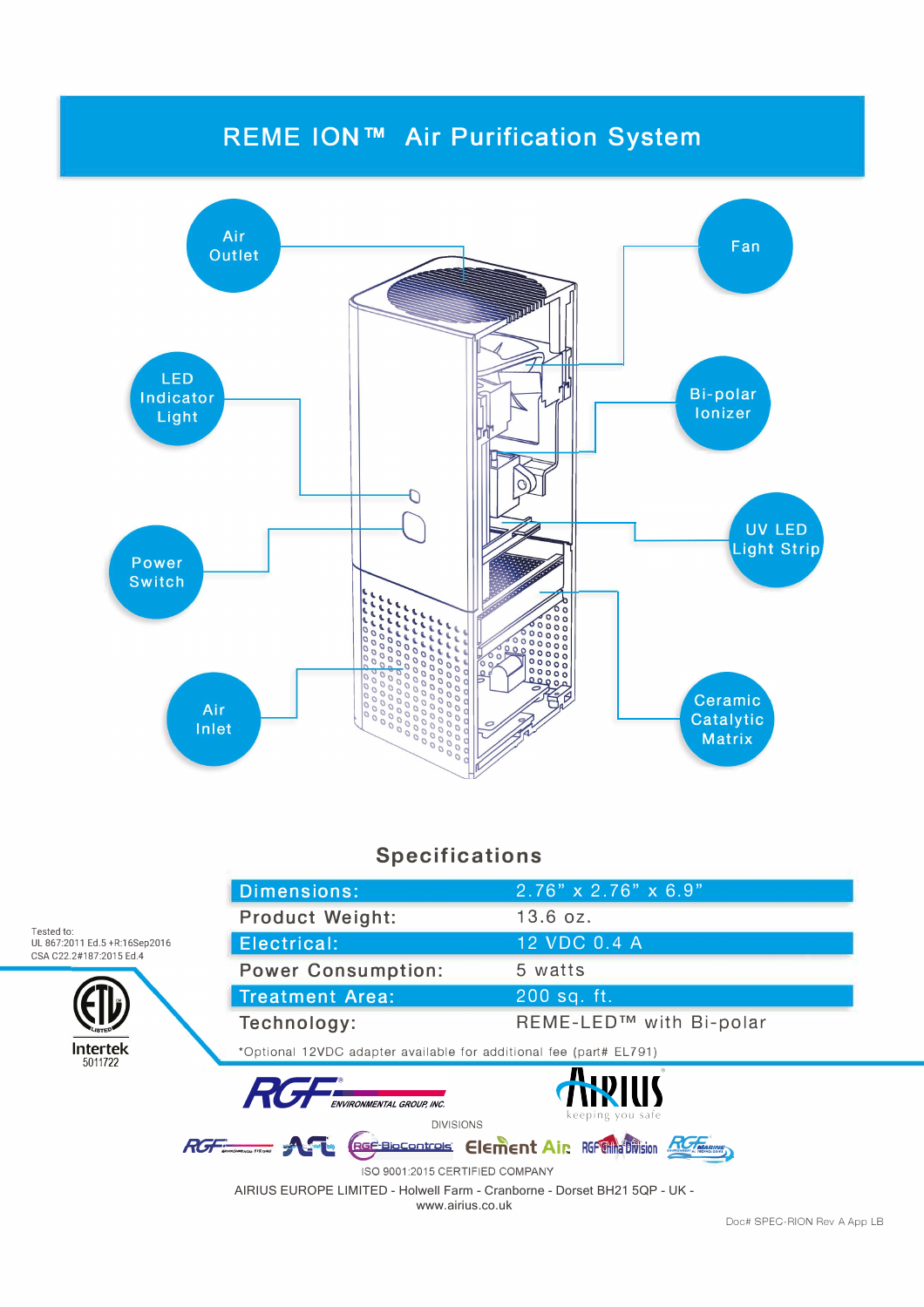# REME ION™ Air Purification System

Air Outlet

Fan

LED Indicator Light

Bi-polar Ionizer

Power Switch

UV LED Light Strip

Air Inlet

Ceramic Catalytic Matrix

## Specifications

| | |
|---|---|
| Dimensions: | 2.76" x 2.76" x 6.9" |
| Product Weight: | 13.6 oz. |
| Electrical: | 12 VDC 0.4 A |
| Power Consumption: | 5 watts |
| Treatment Area: | 200 sq. ft. |
| Technology: | REME-LED™ with Bi-polar |

*Optional 12VDC adapter available for additional fee (part# EL791)

Tested to:
UL 867:2011 Ed.5 +R:16Sep2016
CSA C22.2#187:2015 Ed.4

Intertek
5011722

RGF ENVIRONMENTAL GROUP, INC.

AIRIUS keeping you safe

DIVISIONS

ISO 9001:2015 CERTIFIED COMPANY

AIRIUS EUROPE LIMITED - Holwell Farm - Cranborne - Dorset BH21 5QP - UK -
www.airius.co.uk

Doc# SPEC-RION Rev A App LB